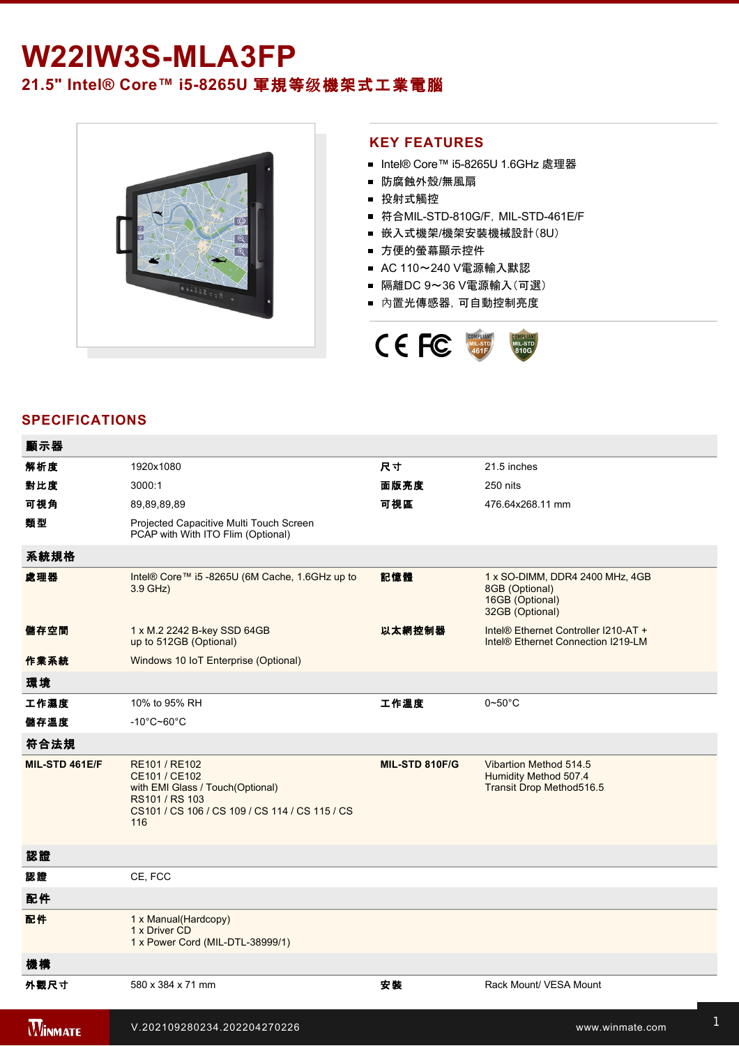# W22IW3S-MLA3FP

## 21.5" Intel® Core™ i5-8265U 軍規等级機架式工業電腦

## KEY FEATURES

- Intel® Core™ i5-8265U 1.6GHz 處理器
- 防腐蝕外殼/無風扇
- 投射式觸控
- 符合MIL-STD-810G/F, MIL-STD-461E/F
- 嵌入式機架/機架安裝機械設計(8U)
- 方便的螢幕顯示控件
- AC 110～240 V電源輸入默認
- 隔離DC 9～36 V電源輸入(可選)
- 內置光傳感器, 可自動控制亮度

## SPECIFICATIONS

| 顯示器 | | | |
|---|---|---|---|
| 解析度 | 1920x1080 | 尺寸 | 21.5 inches |
| 對比度 | 3000:1 | 面版亮度 | 250 nits |
| 可視角 | 89,89,89,89 | 可視區 | 476.64x268.11 mm |
| 類型 | Projected Capacitive Multi Touch Screen<br>PCAP with With ITO Flim (Optional) | | |
| **系統規格** | | | |
| 處理器 | Intel® Core™ i5 -8265U (6M Cache, 1.6GHz up to 3.9 GHz) | 記憶體 | 1 x SO-DIMM, DDR4 2400 MHz, 4GB<br>8GB (Optional)<br>16GB (Optional)<br>32GB (Optional) |
| 儲存空間 | 1 x M.2 2242 B-key SSD 64GB<br>up to 512GB (Optional) | 以太網控制器 | Intel® Ethernet Controller I210-AT +<br>Intel® Ethernet Connection I219-LM |
| 作業系統 | Windows 10 IoT Enterprise (Optional) | | |
| **環境** | | | |
| 工作濕度 | 10% to 95% RH | 工作溫度 | 0~50°C |
| 儲存溫度 | -10°C~60°C | | |
| **符合法規** | | | |
| MIL-STD 461E/F | RE101 / RE102<br>CE101 / CE102<br>with EMI Glass / Touch(Optional)<br>RS101 / RS 103<br>CS101 / CS 106 / CS 109 / CS 114 / CS 115 / CS 116 | MIL-STD 810F/G | Vibartion Method 514.5<br>Humidity Method 507.4<br>Transit Drop Method516.5 |
| **認證** | | | |
| 認證 | CE, FCC | | |
| **配件** | | | |
| 配件 | 1 x Manual(Hardcopy)<br>1 x Driver CD<br>1 x Power Cord (MIL-DTL-38999/1) | | |
| **機構** | | | |
| 外觀尺寸 | 580 x 384 x 71 mm | 安裝 | Rack Mount/ VESA Mount |

V.202109280234.202204270226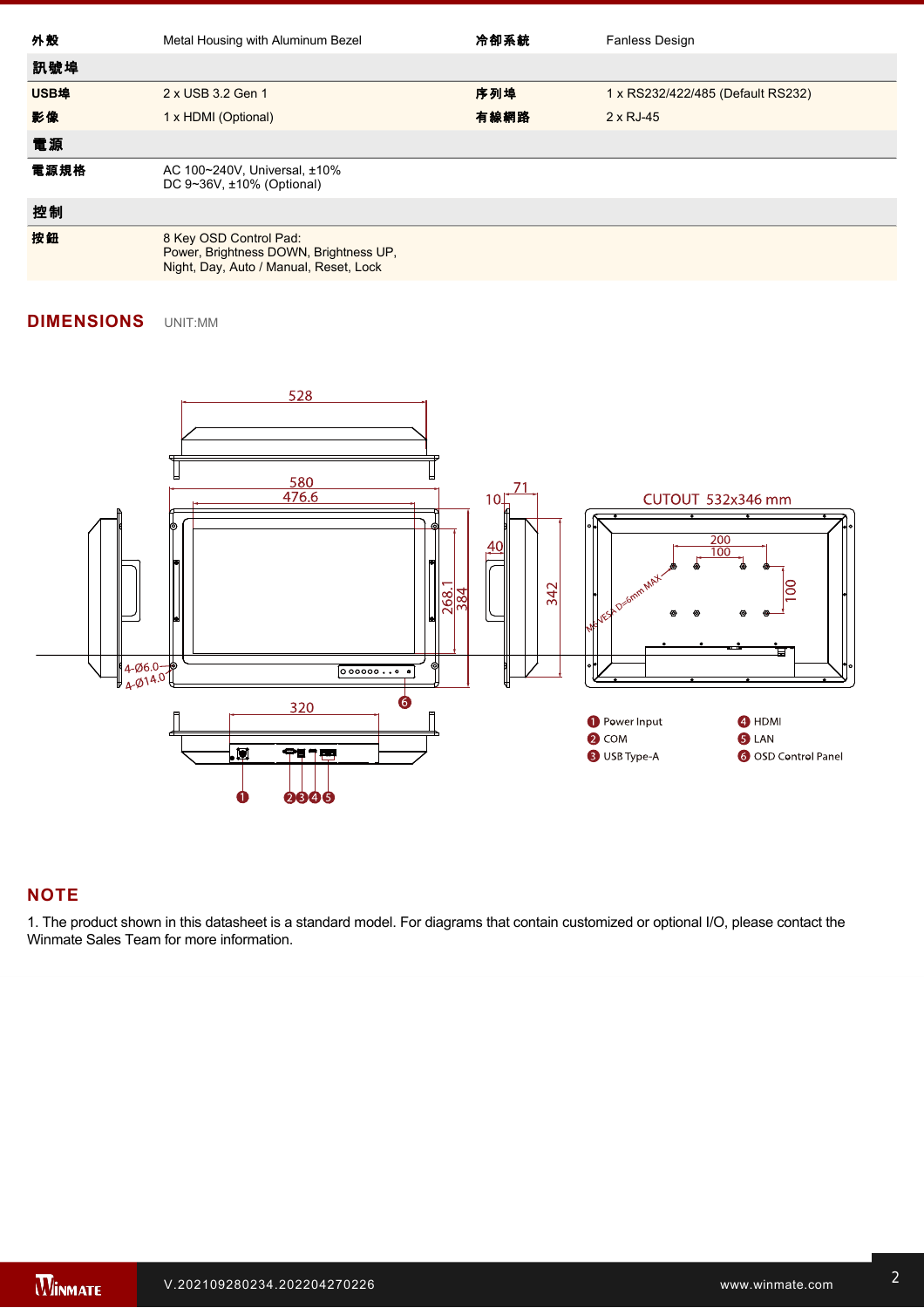| | | | |
|---|---|---|---|
| 外殼 | Metal Housing with Aluminum Bezel | 冷卻系統 | Fanless Design |
| **訊號埠** | | | |
| USB埠 | 2 x USB 3.2 Gen 1 | 序列埠 | 1 x RS232/422/485 (Default RS232) |
| 影像 | 1 x HDMI (Optional) | 有線網路 | 2 x RJ-45 |
| **電源** | | | |
| 電源規格 | AC 100~240V, Universal, ±10%<br>DC 9~36V, ±10% (Optional) | | |
| **控制** | | | |
| 按鈕 | 8 Key OSD Control Pad:<br>Power, Brightness DOWN, Brightness UP,<br>Night, Day, Auto / Manual, Reset, Lock | | |

## DIMENSIONS

UNIT:MM

528

580

476.6

268.1

384

10

71

40

342

CUTOUT 532x346 mm

200

100

100

M4 VESA D=6mm MAX

4-Ø6.0

4-Ø14.0

320

1 Power Input
2 COM
3 USB Type-A
4 HDMI
5 LAN
6 OSD Control Panel

## NOTE

1. The product shown in this datasheet is a standard model. For diagrams that contain customized or optional I/O, please contact the Winmate Sales Team for more information.